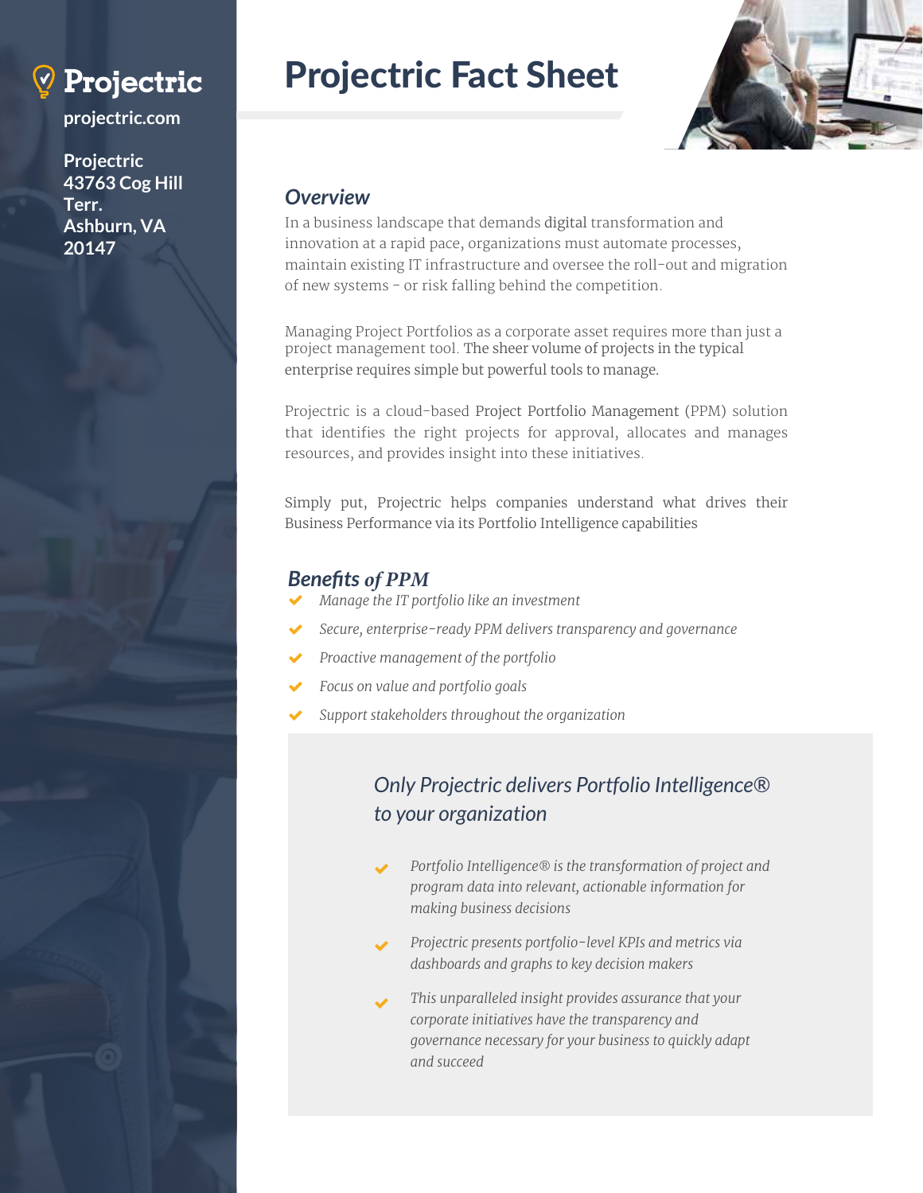# Projectric Fact Sheet

**Projectric**

**projectric.com**

**Projectric**
**43763 Cog Hill Terr.**
**Ashburn, VA 20147**

## *Overview*

In a business landscape that demands digital transformation and innovation at a rapid pace, organizations must automate processes, maintain existing IT infrastructure and oversee the roll-out and migration of new systems - or risk falling behind the competition.

Managing Project Portfolios as a corporate asset requires more than just a project management tool. The sheer volume of projects in the typical enterprise requires simple but powerful tools to manage.

Projectric is a cloud-based Project Portfolio Management (PPM) solution that identifies the right projects for approval, allocates and manages resources, and provides insight into these initiatives.

Simply put, Projectric helps companies understand what drives their Business Performance via its Portfolio Intelligence capabilities

## *Benefits of PPM*

- *Manage the IT portfolio like an investment*
- *Secure, enterprise-ready PPM delivers transparency and governance*
- *Proactive management of the portfolio*
- *Focus on value and portfolio goals*
- *Support stakeholders throughout the organization*

### *Only Projectric delivers Portfolio Intelligence® to your organization*

- *Portfolio Intelligence® is the transformation of project and program data into relevant, actionable information for making business decisions*
- *Projectric presents portfolio-level KPIs and metrics via dashboards and graphs to key decision makers*
- *This unparalleled insight provides assurance that your corporate initiatives have the transparency and governance necessary for your business to quickly adapt and succeed*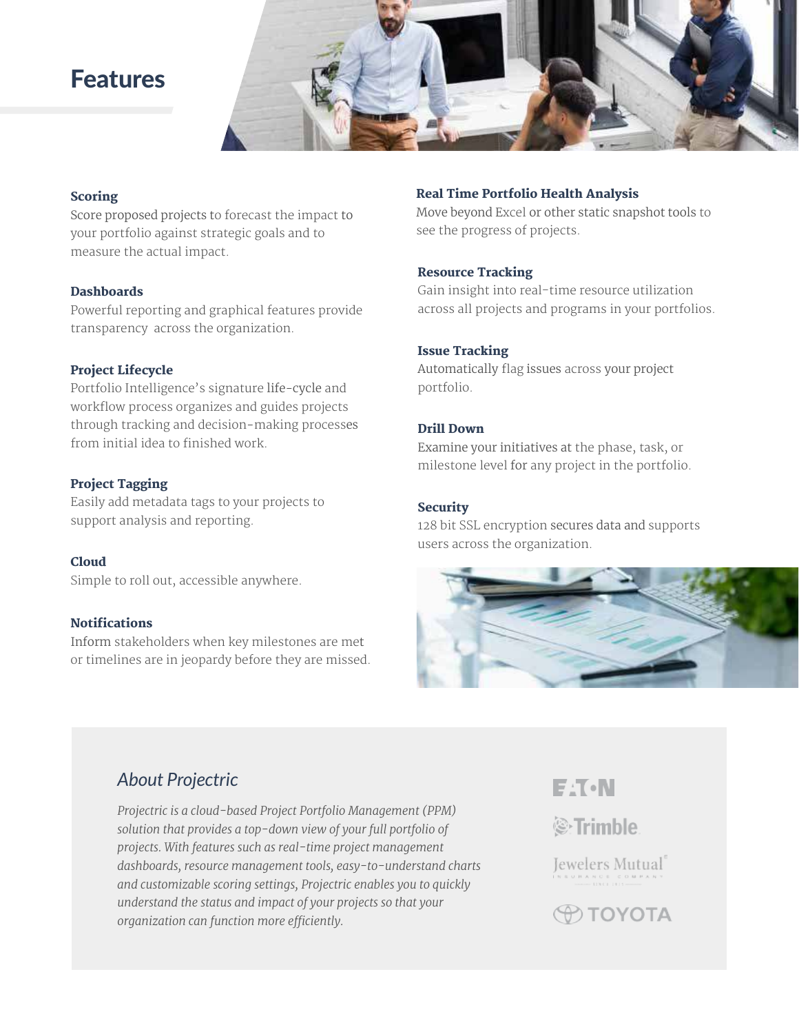# Features

### Scoring
Score proposed projects to forecast the impact to your portfolio against strategic goals and to measure the actual impact.

### Dashboards
Powerful reporting and graphical features provide transparency across the organization.

### Project Lifecycle
Portfolio Intelligence's signature life-cycle and workflow process organizes and guides projects through tracking and decision-making processes from initial idea to finished work.

### Project Tagging
Easily add metadata tags to your projects to support analysis and reporting.

### Cloud
Simple to roll out, accessible anywhere.

### Notifications
Inform stakeholders when key milestones are met or timelines are in jeopardy before they are missed.

### Real Time Portfolio Health Analysis
Move beyond Excel or other static snapshot tools to see the progress of projects.

### Resource Tracking
Gain insight into real-time resource utilization across all projects and programs in your portfolios.

### Issue Tracking
Automatically flag issues across your project portfolio.

### Drill Down
Examine your initiatives at the phase, task, or milestone level for any project in the portfolio.

### Security
128 bit SSL encryption secures data and supports users across the organization.

## *About Projectric*

*Projectric is a cloud-based Project Portfolio Management (PPM) solution that provides a top-down view of your full portfolio of projects. With features such as real-time project management dashboards, resource management tools, easy-to-understand charts and customizable scoring settings, Projectric enables you to quickly understand the status and impact of your projects so that your organization can function more efficiently.*

EATON

Trimble

Jewelers Mutual

TOYOTA